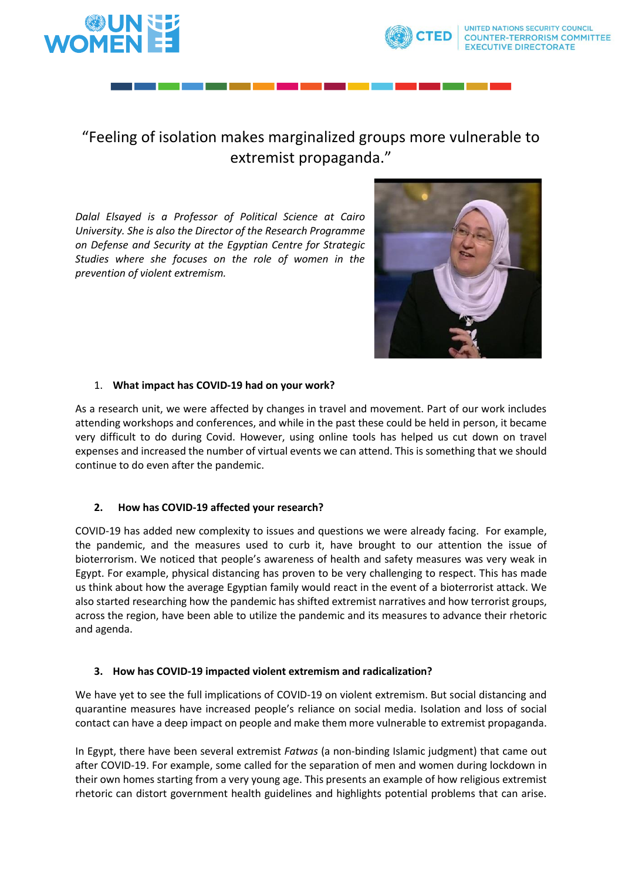# "Feeling of isolation makes marginalized groups more vulnerable to extremist propaganda."

*Dalal Elsayed is a Professor of Political Science at Cairo University. She is also the Director of the Research Programme on Defense and Security at the Egyptian Centre for Strategic Studies where she focuses on the role of women in the prevention of violent extremism.*

1. **What impact has COVID-19 had on your work?**

As a research unit, we were affected by changes in travel and movement. Part of our work includes attending workshops and conferences, and while in the past these could be held in person, it became very difficult to do during Covid. However, using online tools has helped us cut down on travel expenses and increased the number of virtual events we can attend. This is something that we should continue to do even after the pandemic.

2. **How has COVID-19 affected your research?**

COVID-19 has added new complexity to issues and questions we were already facing. For example, the pandemic, and the measures used to curb it, have brought to our attention the issue of bioterrorism. We noticed that people's awareness of health and safety measures was very weak in Egypt. For example, physical distancing has proven to be very challenging to respect. This has made us think about how the average Egyptian family would react in the event of a bioterrorist attack. We also started researching how the pandemic has shifted extremist narratives and how terrorist groups, across the region, have been able to utilize the pandemic and its measures to advance their rhetoric and agenda.

3. **How has COVID-19 impacted violent extremism and radicalization?**

We have yet to see the full implications of COVID-19 on violent extremism. But social distancing and quarantine measures have increased people's reliance on social media. Isolation and loss of social contact can have a deep impact on people and make them more vulnerable to extremist propaganda.

In Egypt, there have been several extremist *Fatwas* (a non-binding Islamic judgment) that came out after COVID-19. For example, some called for the separation of men and women during lockdown in their own homes starting from a very young age. This presents an example of how religious extremist rhetoric can distort government health guidelines and highlights potential problems that can arise.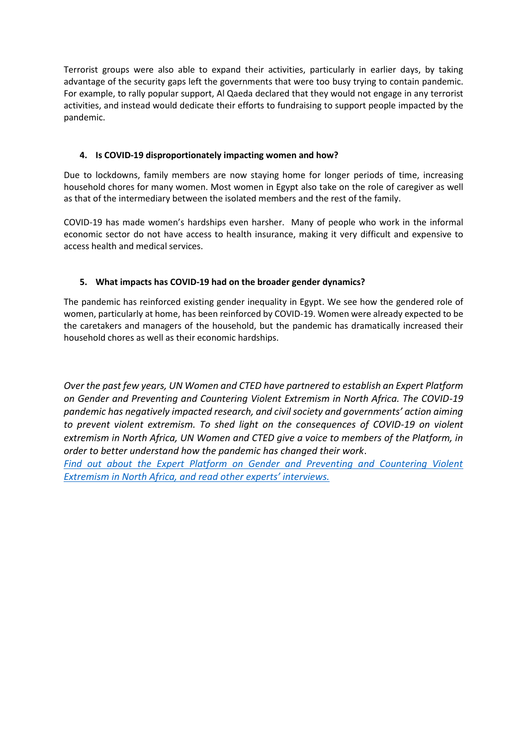Terrorist groups were also able to expand their activities, particularly in earlier days, by taking advantage of the security gaps left the governments that were too busy trying to contain pandemic. For example, to rally popular support, Al Qaeda declared that they would not engage in any terrorist activities, and instead would dedicate their efforts to fundraising to support people impacted by the pandemic.

**4. Is COVID-19 disproportionately impacting women and how?**

Due to lockdowns, family members are now staying home for longer periods of time, increasing household chores for many women. Most women in Egypt also take on the role of caregiver as well as that of the intermediary between the isolated members and the rest of the family.

COVID-19 has made women's hardships even harsher. Many of people who work in the informal economic sector do not have access to health insurance, making it very difficult and expensive to access health and medical services.

**5. What impacts has COVID-19 had on the broader gender dynamics?**

The pandemic has reinforced existing gender inequality in Egypt. We see how the gendered role of women, particularly at home, has been reinforced by COVID-19. Women were already expected to be the caretakers and managers of the household, but the pandemic has dramatically increased their household chores as well as their economic hardships.

*Over the past few years, UN Women and CTED have partnered to establish an Expert Platform on Gender and Preventing and Countering Violent Extremism in North Africa. The COVID-19 pandemic has negatively impacted research, and civil society and governments' action aiming to prevent violent extremism. To shed light on the consequences of COVID-19 on violent extremism in North Africa, UN Women and CTED give a voice to members of the Platform, in order to better understand how the pandemic has changed their work.*

*Find out about the Expert Platform on Gender and Preventing and Countering Violent Extremism in North Africa, and read other experts' interviews.*